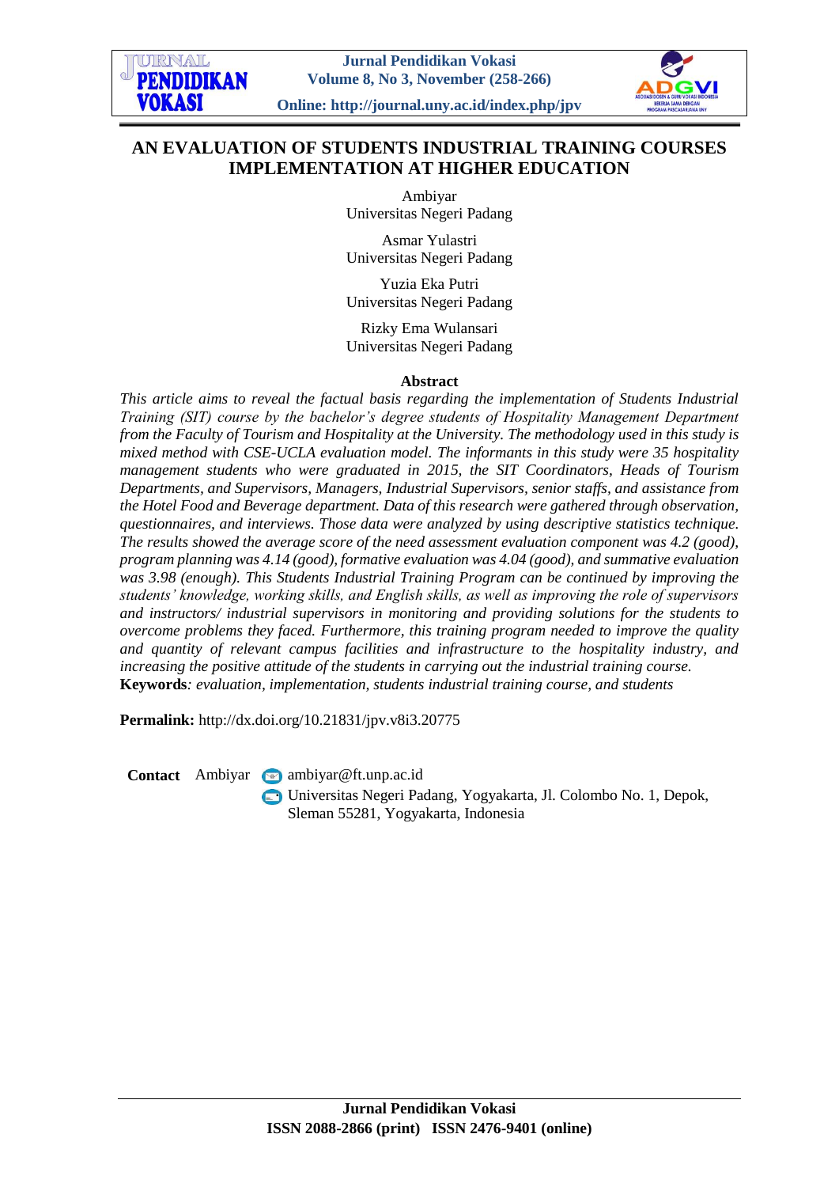# AN EVALUATION OF STUDENTS INDUSTRIAL TRAINING COURSES IMPLEMENTATION AT HIGHER EDUCATION

Ambiyar
Universitas Negeri Padang

Asmar Yulastri
Universitas Negeri Padang

Yuzia Eka Putri
Universitas Negeri Padang

Rizky Ema Wulansari
Universitas Negeri Padang

## Abstract

*This article aims to reveal the factual basis regarding the implementation of Students Industrial Training (SIT) course by the bachelor's degree students of Hospitality Management Department from the Faculty of Tourism and Hospitality at the University. The methodology used in this study is mixed method with CSE-UCLA evaluation model. The informants in this study were 35 hospitality management students who were graduated in 2015, the SIT Coordinators, Heads of Tourism Departments, and Supervisors, Managers, Industrial Supervisors, senior staffs, and assistance from the Hotel Food and Beverage department. Data of this research were gathered through observation, questionnaires, and interviews. Those data were analyzed by using descriptive statistics technique. The results showed the average score of the need assessment evaluation component was 4.2 (good), program planning was 4.14 (good), formative evaluation was 4.04 (good), and summative evaluation was 3.98 (enough). This Students Industrial Training Program can be continued by improving the students' knowledge, working skills, and English skills, as well as improving the role of supervisors and instructors/ industrial supervisors in monitoring and providing solutions for the students to overcome problems they faced. Furthermore, this training program needed to improve the quality and quantity of relevant campus facilities and infrastructure to the hospitality industry, and increasing the positive attitude of the students in carrying out the industrial training course.*

**Keywords***: evaluation, implementation, students industrial training course, and students*

**Permalink:** http://dx.doi.org/10.21831/jpv.v8i3.20775

**Contact** Ambiyar ambiyar@ft.unp.ac.id
Universitas Negeri Padang, Yogyakarta, Jl. Colombo No. 1, Depok, Sleman 55281, Yogyakarta, Indonesia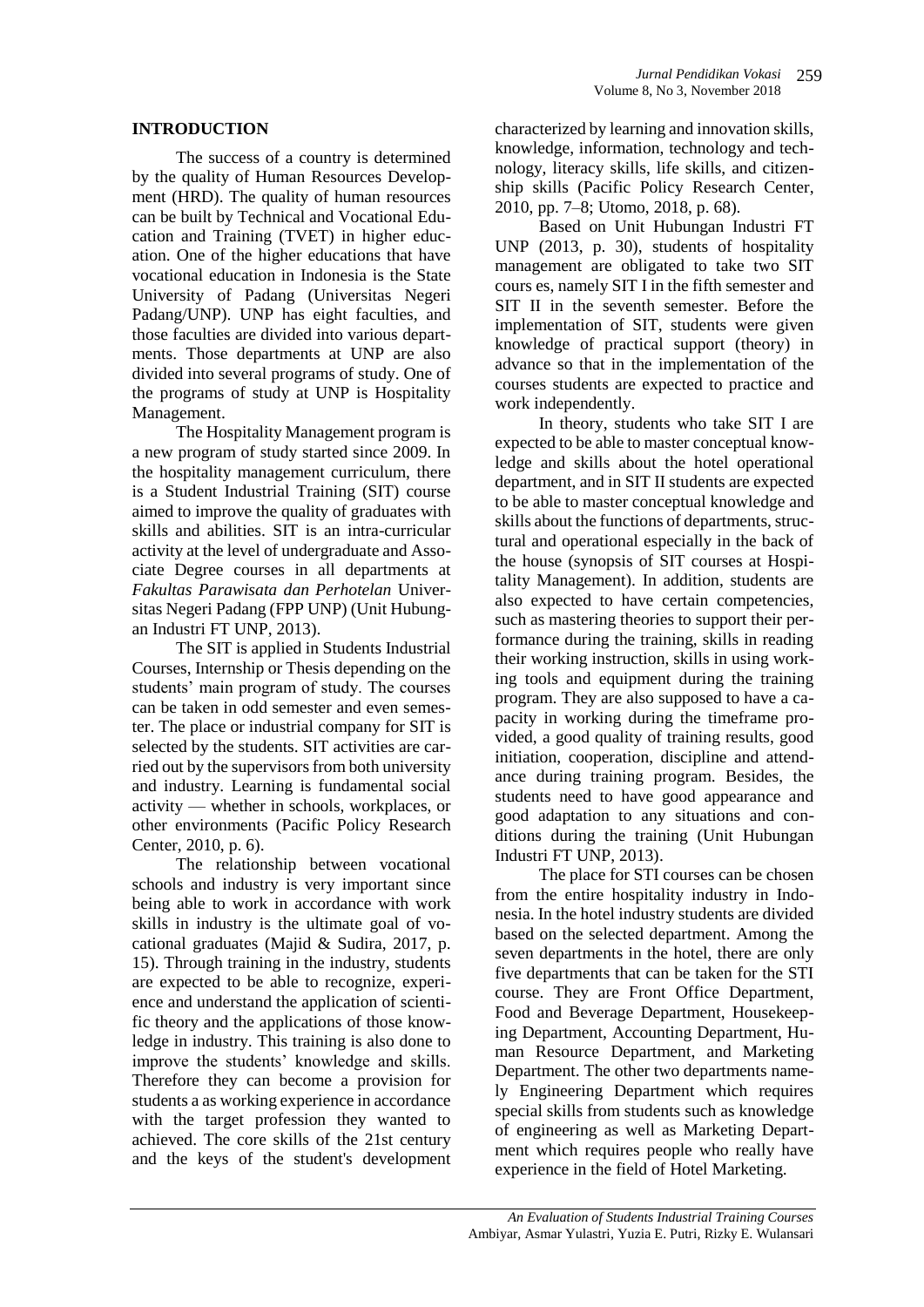## INTRODUCTION

The success of a country is determined by the quality of Human Resources Development (HRD). The quality of human resources can be built by Technical and Vocational Education and Training (TVET) in higher education. One of the higher educations that have vocational education in Indonesia is the State University of Padang (Universitas Negeri Padang/UNP). UNP has eight faculties, and those faculties are divided into various departments. Those departments at UNP are also divided into several programs of study. One of the programs of study at UNP is Hospitality Management.

The Hospitality Management program is a new program of study started since 2009. In the hospitality management curriculum, there is a Student Industrial Training (SIT) course aimed to improve the quality of graduates with skills and abilities. SIT is an intra-curricular activity at the level of undergraduate and Associate Degree courses in all departments at *Fakultas Parawisata dan Perhotelan* Universitas Negeri Padang (FPP UNP) (Unit Hubungan Industri FT UNP, 2013).

The SIT is applied in Students Industrial Courses, Internship or Thesis depending on the students' main program of study. The courses can be taken in odd semester and even semester. The place or industrial company for SIT is selected by the students. SIT activities are carried out by the supervisors from both university and industry. Learning is fundamental social activity — whether in schools, workplaces, or other environments (Pacific Policy Research Center, 2010, p. 6).

The relationship between vocational schools and industry is very important since being able to work in accordance with work skills in industry is the ultimate goal of vocational graduates (Majid & Sudira, 2017, p. 15). Through training in the industry, students are expected to be able to recognize, experience and understand the application of scientific theory and the applications of those knowledge in industry. This training is also done to improve the students' knowledge and skills. Therefore they can become a provision for students a as working experience in accordance with the target profession they wanted to achieved. The core skills of the 21st century and the keys of the student's development characterized by learning and innovation skills, knowledge, information, technology and technology, literacy skills, life skills, and citizenship skills (Pacific Policy Research Center, 2010, pp. 7–8; Utomo, 2018, p. 68).

Based on Unit Hubungan Industri FT UNP (2013, p. 30), students of hospitality management are obligated to take two SIT cours es, namely SIT I in the fifth semester and SIT II in the seventh semester. Before the implementation of SIT, students were given knowledge of practical support (theory) in advance so that in the implementation of the courses students are expected to practice and work independently.

In theory, students who take SIT I are expected to be able to master conceptual knowledge and skills about the hotel operational department, and in SIT II students are expected to be able to master conceptual knowledge and skills about the functions of departments, structural and operational especially in the back of the house (synopsis of SIT courses at Hospitality Management). In addition, students are also expected to have certain competencies, such as mastering theories to support their performance during the training, skills in reading their working instruction, skills in using working tools and equipment during the training program. They are also supposed to have a capacity in working during the timeframe provided, a good quality of training results, good initiation, cooperation, discipline and attendance during training program. Besides, the students need to have good appearance and good adaptation to any situations and conditions during the training (Unit Hubungan Industri FT UNP, 2013).

The place for STI courses can be chosen from the entire hospitality industry in Indonesia. In the hotel industry students are divided based on the selected department. Among the seven departments in the hotel, there are only five departments that can be taken for the STI course. They are Front Office Department, Food and Beverage Department, Housekeeping Department, Accounting Department, Human Resource Department, and Marketing Department. The other two departments namely Engineering Department which requires special skills from students such as knowledge of engineering as well as Marketing Department which requires people who really have experience in the field of Hotel Marketing.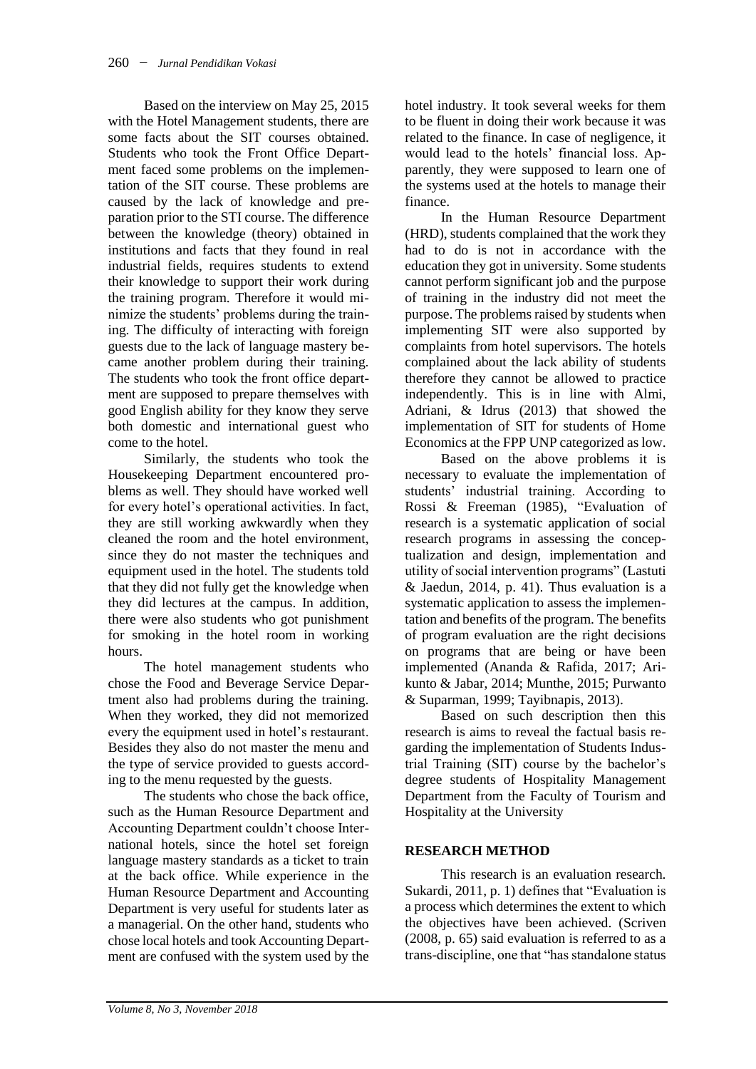Based on the interview on May 25, 2015 with the Hotel Management students, there are some facts about the SIT courses obtained. Students who took the Front Office Department faced some problems on the implementation of the SIT course. These problems are caused by the lack of knowledge and preparation prior to the STI course. The difference between the knowledge (theory) obtained in institutions and facts that they found in real industrial fields, requires students to extend their knowledge to support their work during the training program. Therefore it would minimize the students' problems during the training. The difficulty of interacting with foreign guests due to the lack of language mastery became another problem during their training. The students who took the front office department are supposed to prepare themselves with good English ability for they know they serve both domestic and international guest who come to the hotel.

Similarly, the students who took the Housekeeping Department encountered problems as well. They should have worked well for every hotel's operational activities. In fact, they are still working awkwardly when they cleaned the room and the hotel environment, since they do not master the techniques and equipment used in the hotel. The students told that they did not fully get the knowledge when they did lectures at the campus. In addition, there were also students who got punishment for smoking in the hotel room in working hours.

The hotel management students who chose the Food and Beverage Service Departement also had problems during the training. When they worked, they did not memorized every the equipment used in hotel's restaurant. Besides they also do not master the menu and the type of service provided to guests according to the menu requested by the guests.

The students who chose the back office, such as the Human Resource Department and Accounting Department couldn't choose International hotels, since the hotel set foreign language mastery standards as a ticket to train at the back office. While experience in the Human Resource Department and Accounting Department is very useful for students later as a managerial. On the other hand, students who chose local hotels and took Accounting Department are confused with the system used by the hotel industry. It took several weeks for them to be fluent in doing their work because it was related to the finance. In case of negligence, it would lead to the hotels' financial loss. Apparently, they were supposed to learn one of the systems used at the hotels to manage their finance.

In the Human Resource Department (HRD), students complained that the work they had to do is not in accordance with the education they got in university. Some students cannot perform significant job and the purpose of training in the industry did not meet the purpose. The problems raised by students when implementing SIT were also supported by complaints from hotel supervisors. The hotels complained about the lack ability of students therefore they cannot be allowed to practice independently. This is in line with Almi, Adriani, & Idrus (2013) that showed the implementation of SIT for students of Home Economics at the FPP UNP categorized as low.

Based on the above problems it is necessary to evaluate the implementation of students' industrial training. According to Rossi & Freeman (1985), "Evaluation of research is a systematic application of social research programs in assessing the conceptualization and design, implementation and utility of social intervention programs" (Lastuti & Jaedun, 2014, p. 41). Thus evaluation is a systematic application to assess the implementation and benefits of the program. The benefits of program evaluation are the right decisions on programs that are being or have been implemented (Ananda & Rafida, 2017; Arikunto & Jabar, 2014; Munthe, 2015; Purwanto & Suparman, 1999; Tayibnapis, 2013).

Based on such description then this research is aims to reveal the factual basis regarding the implementation of Students Industrial Training (SIT) course by the bachelor's degree students of Hospitality Management Department from the Faculty of Tourism and Hospitality at the University

## RESEARCH METHOD

This research is an evaluation research. Sukardi, 2011, p. 1) defines that "Evaluation is a process which determines the extent to which the objectives have been achieved. (Scriven (2008, p. 65) said evaluation is referred to as a trans-discipline, one that "has standalone status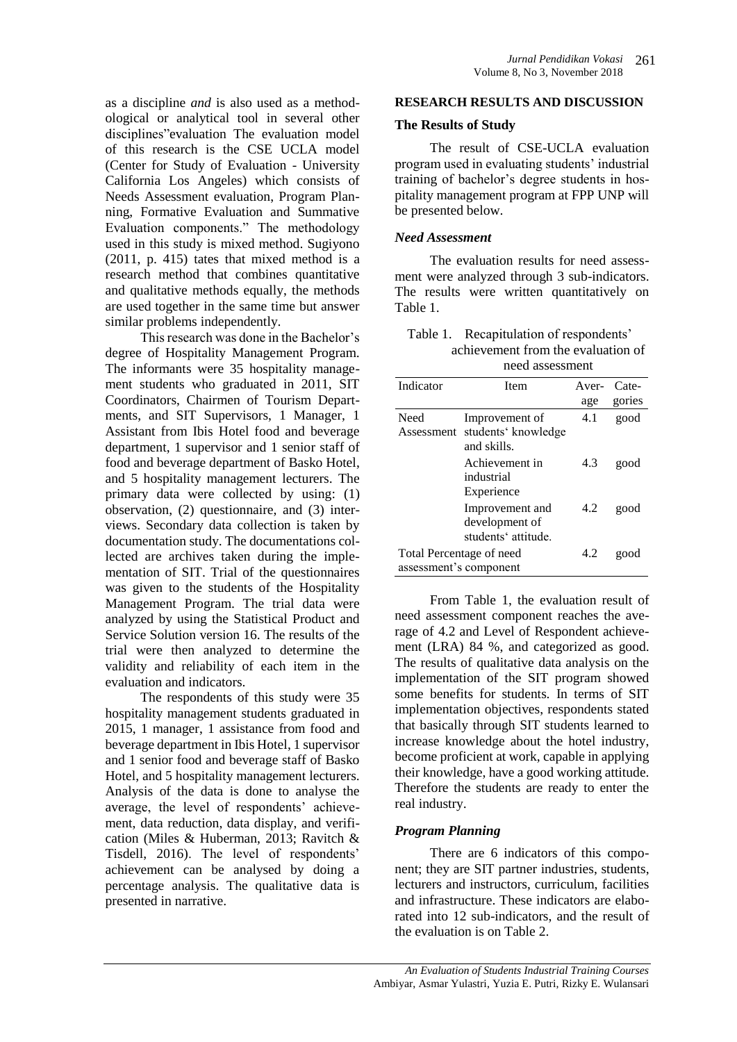as a discipline *and* is also used as a methodological or analytical tool in several other disciplines"evaluation The evaluation model of this research is the CSE UCLA model (Center for Study of Evaluation - University California Los Angeles) which consists of Needs Assessment evaluation, Program Planning, Formative Evaluation and Summative Evaluation components." The methodology used in this study is mixed method. Sugiyono (2011, p. 415) tates that mixed method is a research method that combines quantitative and qualitative methods equally, the methods are used together in the same time but answer similar problems independently.

This research was done in the Bachelor's degree of Hospitality Management Program. The informants were 35 hospitality management students who graduated in 2011, SIT Coordinators, Chairmen of Tourism Departments, and SIT Supervisors, 1 Manager, 1 Assistant from Ibis Hotel food and beverage department, 1 supervisor and 1 senior staff of food and beverage department of Basko Hotel, and 5 hospitality management lecturers. The primary data were collected by using: (1) observation, (2) questionnaire, and (3) interviews. Secondary data collection is taken by documentation study. The documentations collected are archives taken during the implementation of SIT. Trial of the questionnaires was given to the students of the Hospitality Management Program. The trial data were analyzed by using the Statistical Product and Service Solution version 16. The results of the trial were then analyzed to determine the validity and reliability of each item in the evaluation and indicators.

The respondents of this study were 35 hospitality management students graduated in 2015, 1 manager, 1 assistance from food and beverage department in Ibis Hotel, 1 supervisor and 1 senior food and beverage staff of Basko Hotel, and 5 hospitality management lecturers. Analysis of the data is done to analyse the average, the level of respondents' achievement, data reduction, data display, and verification (Miles & Huberman, 2013; Ravitch & Tisdell, 2016). The level of respondents' achievement can be analysed by doing a percentage analysis. The qualitative data is presented in narrative.

## RESEARCH RESULTS AND DISCUSSION

### The Results of Study

The result of CSE-UCLA evaluation program used in evaluating students' industrial training of bachelor's degree students in hospitality management program at FPP UNP will be presented below.

#### *Need Assessment*

The evaluation results for need assessment were analyzed through 3 sub-indicators. The results were written quantitatively on Table 1.

Table 1. Recapitulation of respondents' achievement from the evaluation of need assessment

| Indicator | Item | Average | Categories |
|---|---|---|---|
| Need Assessment | Improvement of students' knowledge and skills. | 4.1 | good |
| | Achievement in industrial Experience | 4.3 | good |
| | Improvement and development of students' attitude. | 4.2 | good |
| Total Percentage of need assessment's component | | 4.2 | good |

From Table 1, the evaluation result of need assessment component reaches the average of 4.2 and Level of Respondent achievement (LRA) 84 %, and categorized as good. The results of qualitative data analysis on the implementation of the SIT program showed some benefits for students. In terms of SIT implementation objectives, respondents stated that basically through SIT students learned to increase knowledge about the hotel industry, become proficient at work, capable in applying their knowledge, have a good working attitude. Therefore the students are ready to enter the real industry.

#### *Program Planning*

There are 6 indicators of this component; they are SIT partner industries, students, lecturers and instructors, curriculum, facilities and infrastructure. These indicators are elaborated into 12 sub-indicators, and the result of the evaluation is on Table 2.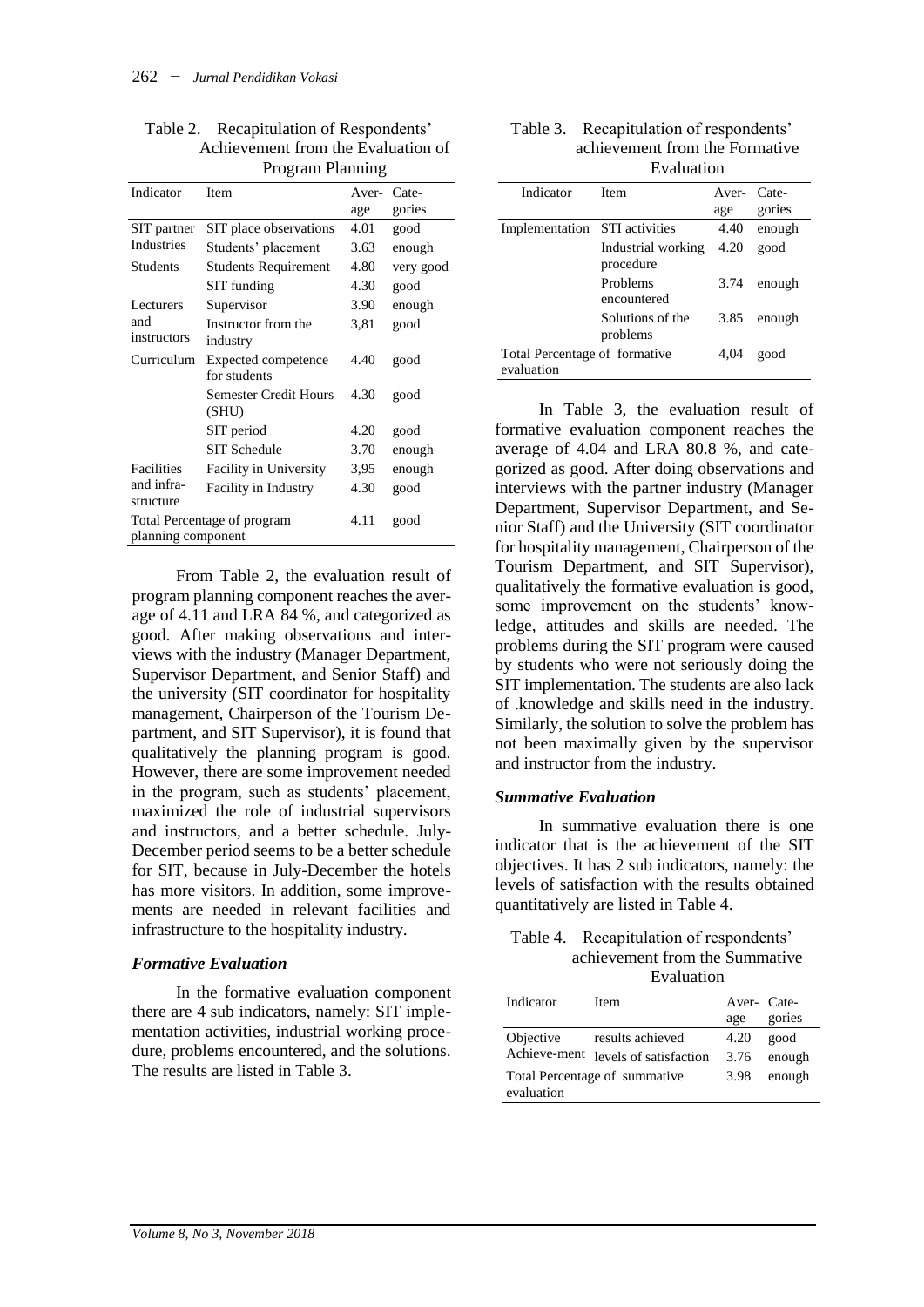Table 2. Recapitulation of Respondents' Achievement from the Evaluation of Program Planning

| Indicator | Item | Aver-age | Cate-gories |
|---|---|---|---|
| SIT partner Industries | SIT place observations | 4.01 | good |
| | Students' placement | 3.63 | enough |
| Students | Students Requirement | 4.80 | very good |
| | SIT funding | 4.30 | good |
| Lecturers and instructors | Supervisor | 3.90 | enough |
| | Instructor from the industry | 3,81 | good |
| Curriculum | Expected competence for students | 4.40 | good |
| | Semester Credit Hours (SHU) | 4.30 | good |
| | SIT period | 4.20 | good |
| | SIT Schedule | 3.70 | enough |
| Facilities and infra-structure | Facility in University | 3,95 | enough |
| | Facility in Industry | 4.30 | good |
| Total Percentage of program planning component | | 4.11 | good |

From Table 2, the evaluation result of program planning component reaches the average of 4.11 and LRA 84 %, and categorized as good. After making observations and interviews with the industry (Manager Department, Supervisor Department, and Senior Staff) and the university (SIT coordinator for hospitality management, Chairperson of the Tourism Department, and SIT Supervisor), it is found that qualitatively the planning program is good. However, there are some improvement needed in the program, such as students' placement, maximized the role of industrial supervisors and instructors, and a better schedule. July-December period seems to be a better schedule for SIT, because in July-December the hotels has more visitors. In addition, some improvements are needed in relevant facilities and infrastructure to the hospitality industry.

### *Formative Evaluation*

In the formative evaluation component there are 4 sub indicators, namely: SIT implementation activities, industrial working procedure, problems encountered, and the solutions. The results are listed in Table 3.

Table 3. Recapitulation of respondents' achievement from the Formative Evaluation

| Indicator | Item | Aver-age | Cate-gories |
|---|---|---|---|
| Implementation | STI activities | 4.40 | enough |
| | Industrial working procedure | 4.20 | good |
| | Problems encountered | 3.74 | enough |
| | Solutions of the problems | 3.85 | enough |
| Total Percentage of formative evaluation | | 4,04 | good |

In Table 3, the evaluation result of formative evaluation component reaches the average of 4.04 and LRA 80.8 %, and categorized as good. After doing observations and interviews with the partner industry (Manager Department, Supervisor Department, and Senior Staff) and the University (SIT coordinator for hospitality management, Chairperson of the Tourism Department, and SIT Supervisor), qualitatively the formative evaluation is good, some improvement on the students' knowledge, attitudes and skills are needed. The problems during the SIT program were caused by students who were not seriously doing the SIT implementation. The students are also lack of .knowledge and skills need in the industry. Similarly, the solution to solve the problem has not been maximally given by the supervisor and instructor from the industry.

### *Summative Evaluation*

In summative evaluation there is one indicator that is the achievement of the SIT objectives. It has 2 sub indicators, namely: the levels of satisfaction with the results obtained quantitatively are listed in Table 4.

Table 4. Recapitulation of respondents' achievement from the Summative Evaluation

| Indicator | Item | Aver-age | Cate-gories |
|---|---|---|---|
| Objective Achieve-ment | results achieved | 4.20 | good |
| | levels of satisfaction | 3.76 | enough |
| Total Percentage of summative evaluation | | 3.98 | enough |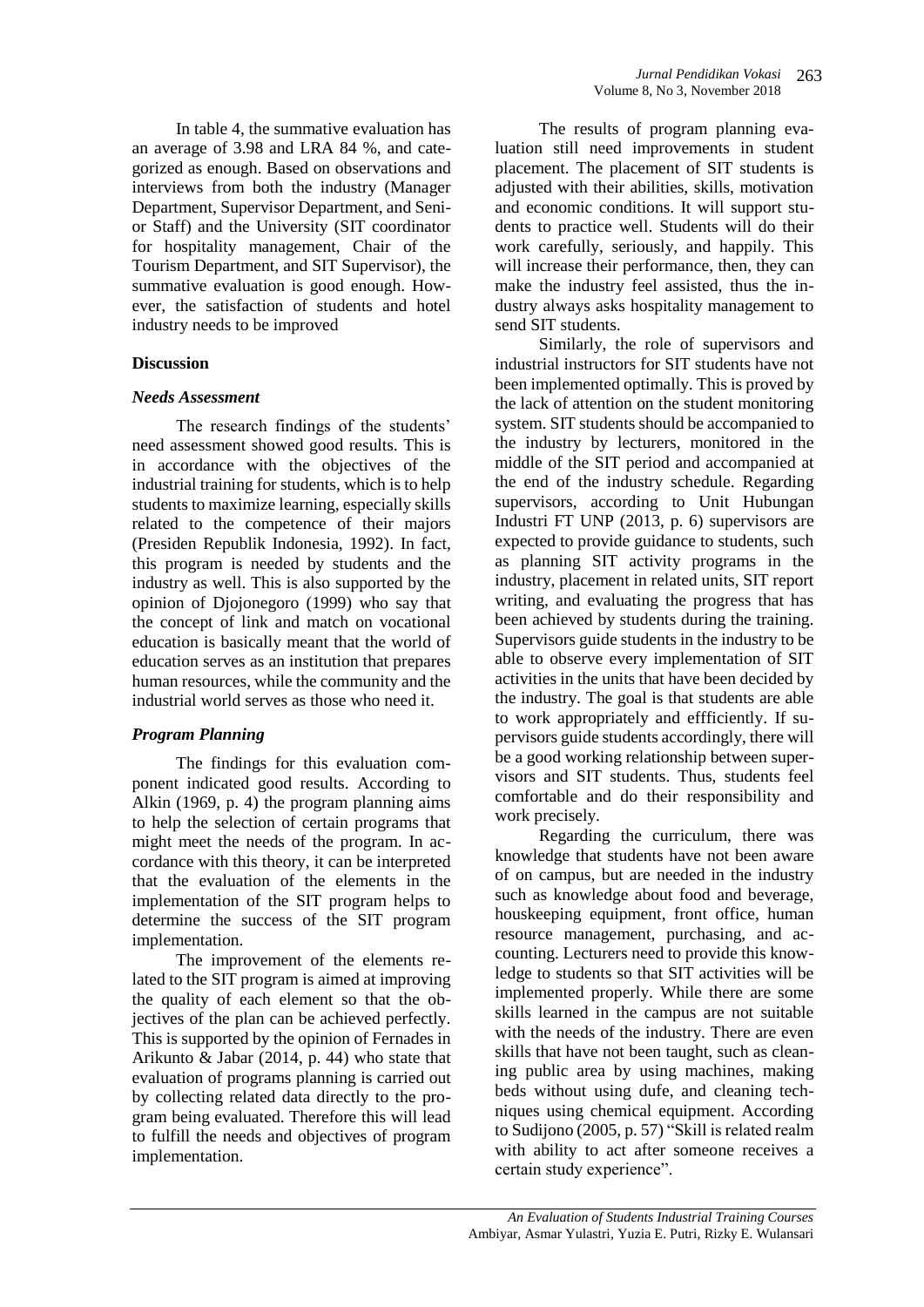In table 4, the summative evaluation has an average of 3.98 and LRA 84 %, and categorized as enough. Based on observations and interviews from both the industry (Manager Department, Supervisor Department, and Senior Staff) and the University (SIT coordinator for hospitality management, Chair of the Tourism Department, and SIT Supervisor), the summative evaluation is good enough. However, the satisfaction of students and hotel industry needs to be improved

## Discussion

### *Needs Assessment*

The research findings of the students' need assessment showed good results. This is in accordance with the objectives of the industrial training for students, which is to help students to maximize learning, especially skills related to the competence of their majors (Presiden Republik Indonesia, 1992). In fact, this program is needed by students and the industry as well. This is also supported by the opinion of Djojonegoro (1999) who say that the concept of link and match on vocational education is basically meant that the world of education serves as an institution that prepares human resources, while the community and the industrial world serves as those who need it.

### *Program Planning*

The findings for this evaluation component indicated good results. According to Alkin (1969, p. 4) the program planning aims to help the selection of certain programs that might meet the needs of the program. In accordance with this theory, it can be interpreted that the evaluation of the elements in the implementation of the SIT program helps to determine the success of the SIT program implementation.

The improvement of the elements related to the SIT program is aimed at improving the quality of each element so that the objectives of the plan can be achieved perfectly. This is supported by the opinion of Fernades in Arikunto & Jabar (2014, p. 44) who state that evaluation of programs planning is carried out by collecting related data directly to the program being evaluated. Therefore this will lead to fulfill the needs and objectives of program implementation.

The results of program planning evaluation still need improvements in student placement. The placement of SIT students is adjusted with their abilities, skills, motivation and economic conditions. It will support students to practice well. Students will do their work carefully, seriously, and happily. This will increase their performance, then, they can make the industry feel assisted, thus the industry always asks hospitality management to send SIT students.

Similarly, the role of supervisors and industrial instructors for SIT students have not been implemented optimally. This is proved by the lack of attention on the student monitoring system. SIT students should be accompanied to the industry by lecturers, monitored in the middle of the SIT period and accompanied at the end of the industry schedule. Regarding supervisors, according to Unit Hubungan Industri FT UNP (2013, p. 6) supervisors are expected to provide guidance to students, such as planning SIT activity programs in the industry, placement in related units, SIT report writing, and evaluating the progress that has been achieved by students during the training. Supervisors guide students in the industry to be able to observe every implementation of SIT activities in the units that have been decided by the industry. The goal is that students are able to work appropriately and effficiently. If supervisors guide students accordingly, there will be a good working relationship between supervisors and SIT students. Thus, students feel comfortable and do their responsibility and work precisely.

Regarding the curriculum, there was knowledge that students have not been aware of on campus, but are needed in the industry such as knowledge about food and beverage, houskeeping equipment, front office, human resource management, purchasing, and accounting. Lecturers need to provide this knowledge to students so that SIT activities will be implemented properly. While there are some skills learned in the campus are not suitable with the needs of the industry. There are even skills that have not been taught, such as cleaning public area by using machines, making beds without using dufe, and cleaning techniques using chemical equipment. According to Sudijono (2005, p. 57) "Skill is related realm with ability to act after someone receives a certain study experience".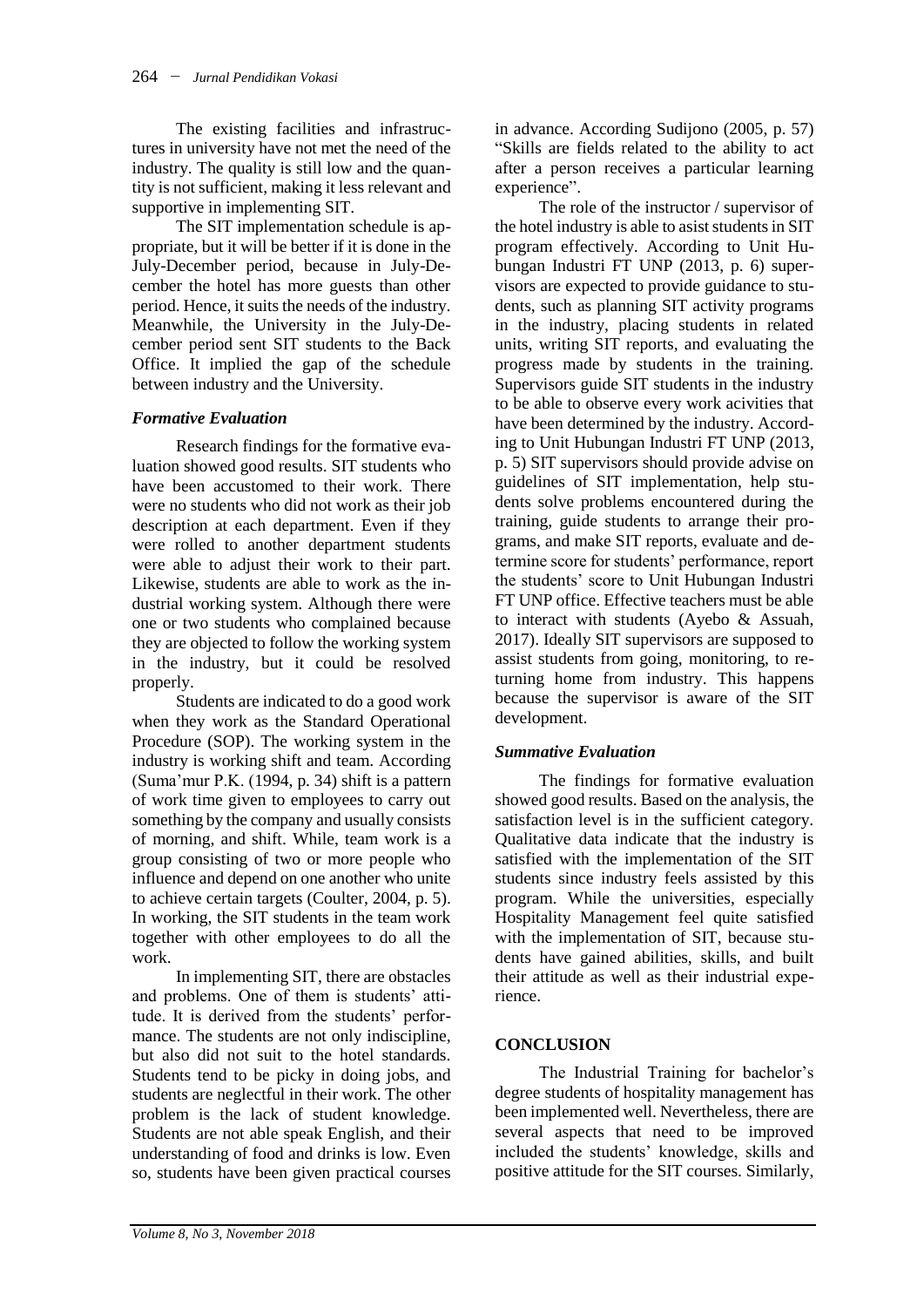The existing facilities and infrastructures in university have not met the need of the industry. The quality is still low and the quantity is not sufficient, making it less relevant and supportive in implementing SIT.

The SIT implementation schedule is appropriate, but it will be better if it is done in the July-December period, because in July-December the hotel has more guests than other period. Hence, it suits the needs of the industry. Meanwhile, the University in the July-December period sent SIT students to the Back Office. It implied the gap of the schedule between industry and the University.

### *Formative Evaluation*

Research findings for the formative evaluation showed good results. SIT students who have been accustomed to their work. There were no students who did not work as their job description at each department. Even if they were rolled to another department students were able to adjust their work to their part. Likewise, students are able to work as the industrial working system. Although there were one or two students who complained because they are objected to follow the working system in the industry, but it could be resolved properly.

Students are indicated to do a good work when they work as the Standard Operational Procedure (SOP). The working system in the industry is working shift and team. According (Suma'mur P.K. (1994, p. 34) shift is a pattern of work time given to employees to carry out something by the company and usually consists of morning, and shift. While, team work is a group consisting of two or more people who influence and depend on one another who unite to achieve certain targets (Coulter, 2004, p. 5). In working, the SIT students in the team work together with other employees to do all the work.

In implementing SIT, there are obstacles and problems. One of them is students' attitude. It is derived from the students' performance. The students are not only indiscipline, but also did not suit to the hotel standards. Students tend to be picky in doing jobs, and students are neglectful in their work. The other problem is the lack of student knowledge. Students are not able speak English, and their understanding of food and drinks is low. Even so, students have been given practical courses in advance. According Sudijono (2005, p. 57) "Skills are fields related to the ability to act after a person receives a particular learning experience".

The role of the instructor / supervisor of the hotel industry is able to asist students in SIT program effectively. According to Unit Hubungan Industri FT UNP (2013, p. 6) supervisors are expected to provide guidance to students, such as planning SIT activity programs in the industry, placing students in related units, writing SIT reports, and evaluating the progress made by students in the training. Supervisors guide SIT students in the industry to be able to observe every work acivities that have been determined by the industry. According to Unit Hubungan Industri FT UNP (2013, p. 5) SIT supervisors should provide advise on guidelines of SIT implementation, help students solve problems encountered during the training, guide students to arrange their programs, and make SIT reports, evaluate and determine score for students' performance, report the students' score to Unit Hubungan Industri FT UNP office. Effective teachers must be able to interact with students (Ayebo & Assuah, 2017). Ideally SIT supervisors are supposed to assist students from going, monitoring, to returning home from industry. This happens because the supervisor is aware of the SIT development.

### *Summative Evaluation*

The findings for formative evaluation showed good results. Based on the analysis, the satisfaction level is in the sufficient category. Qualitative data indicate that the industry is satisfied with the implementation of the SIT students since industry feels assisted by this program. While the universities, especially Hospitality Management feel quite satisfied with the implementation of SIT, because students have gained abilities, skills, and built their attitude as well as their industrial experience.

## CONCLUSION

The Industrial Training for bachelor's degree students of hospitality management has been implemented well. Nevertheless, there are several aspects that need to be improved included the students' knowledge, skills and positive attitude for the SIT courses. Similarly,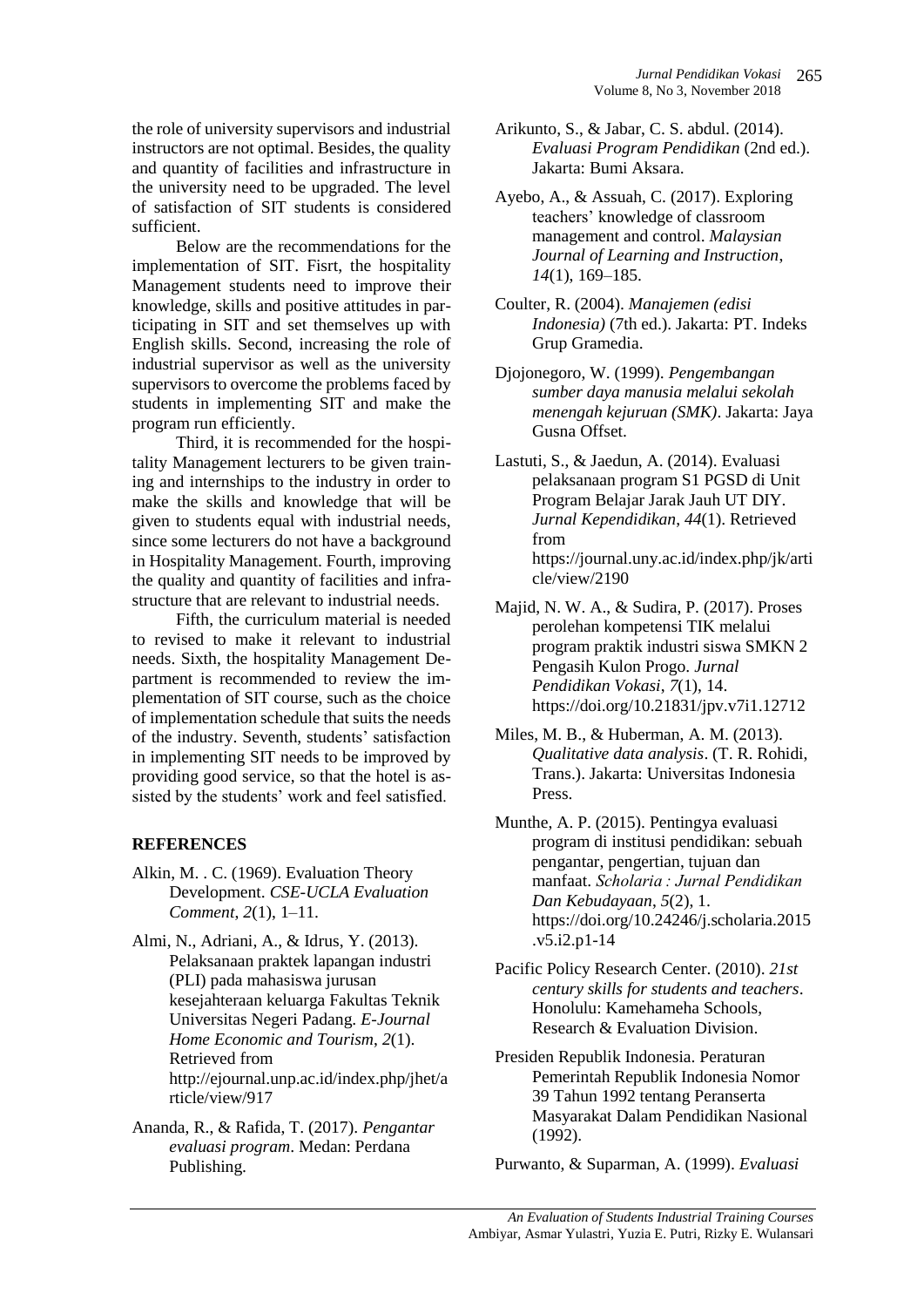the role of university supervisors and industrial instructors are not optimal. Besides, the quality and quantity of facilities and infrastructure in the university need to be upgraded. The level of satisfaction of SIT students is considered sufficient.

Below are the recommendations for the implementation of SIT. Fisrt, the hospitality Management students need to improve their knowledge, skills and positive attitudes in participating in SIT and set themselves up with English skills. Second, increasing the role of industrial supervisor as well as the university supervisors to overcome the problems faced by students in implementing SIT and make the program run efficiently.

Third, it is recommended for the hospitality Management lecturers to be given training and internships to the industry in order to make the skills and knowledge that will be given to students equal with industrial needs, since some lecturers do not have a background in Hospitality Management. Fourth, improving the quality and quantity of facilities and infrastructure that are relevant to industrial needs.

Fifth, the curriculum material is needed to revised to make it relevant to industrial needs. Sixth, the hospitality Management Department is recommended to review the implementation of SIT course, such as the choice of implementation schedule that suits the needs of the industry. Seventh, students' satisfaction in implementing SIT needs to be improved by providing good service, so that the hotel is assisted by the students' work and feel satisfied.

## REFERENCES

Alkin, M. . C. (1969). Evaluation Theory Development. *CSE-UCLA Evaluation Comment*, *2*(1), 1–11.

Almi, N., Adriani, A., & Idrus, Y. (2013). Pelaksanaan praktek lapangan industri (PLI) pada mahasiswa jurusan kesejahteraan keluarga Fakultas Teknik Universitas Negeri Padang. *E-Journal Home Economic and Tourism*, *2*(1). Retrieved from http://ejournal.unp.ac.id/index.php/jhet/article/view/917

Ananda, R., & Rafida, T. (2017). *Pengantar evaluasi program*. Medan: Perdana Publishing.

Arikunto, S., & Jabar, C. S. abdul. (2014). *Evaluasi Program Pendidikan* (2nd ed.). Jakarta: Bumi Aksara.

Ayebo, A., & Assuah, C. (2017). Exploring teachers' knowledge of classroom management and control. *Malaysian Journal of Learning and Instruction*, *14*(1), 169–185.

Coulter, R. (2004). *Manajemen (edisi Indonesia)* (7th ed.). Jakarta: PT. Indeks Grup Gramedia.

Djojonegoro, W. (1999). *Pengembangan sumber daya manusia melalui sekolah menengah kejuruan (SMK)*. Jakarta: Jaya Gusna Offset.

Lastuti, S., & Jaedun, A. (2014). Evaluasi pelaksanaan program S1 PGSD di Unit Program Belajar Jarak Jauh UT DIY. *Jurnal Kependidikan*, *44*(1). Retrieved from https://journal.uny.ac.id/index.php/jk/article/view/2190

Majid, N. W. A., & Sudira, P. (2017). Proses perolehan kompetensi TIK melalui program praktik industri siswa SMKN 2 Pengasih Kulon Progo. *Jurnal Pendidikan Vokasi*, *7*(1), 14. https://doi.org/10.21831/jpv.v7i1.12712

Miles, M. B., & Huberman, A. M. (2013). *Qualitative data analysis*. (T. R. Rohidi, Trans.). Jakarta: Universitas Indonesia Press.

Munthe, A. P. (2015). Pentingya evaluasi program di institusi pendidikan: sebuah pengantar, pengertian, tujuan dan manfaat. *Scholaria : Jurnal Pendidikan Dan Kebudayaan*, *5*(2), 1. https://doi.org/10.24246/j.scholaria.2015.v5.i2.p1-14

Pacific Policy Research Center. (2010). *21st century skills for students and teachers*. Honolulu: Kamehameha Schools, Research & Evaluation Division.

Presiden Republik Indonesia. Peraturan Pemerintah Republik Indonesia Nomor 39 Tahun 1992 tentang Peranserta Masyarakat Dalam Pendidikan Nasional (1992).

Purwanto, & Suparman, A. (1999). *Evaluasi*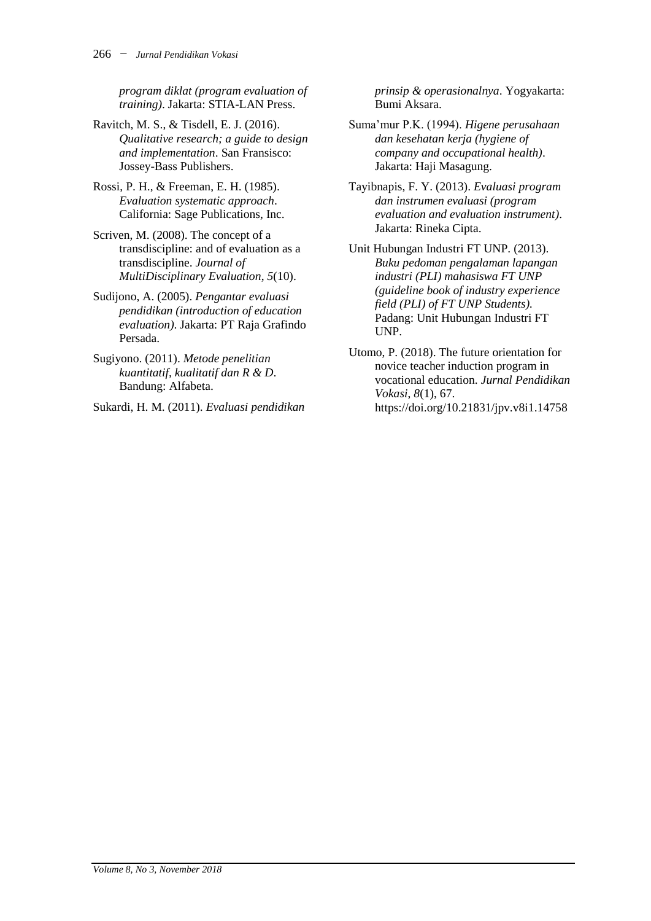*program diklat (program evaluation of training)*. Jakarta: STIA-LAN Press.

Ravitch, M. S., & Tisdell, E. J. (2016). *Qualitative research; a guide to design and implementation*. San Fransisco: Jossey-Bass Publishers.

Rossi, P. H., & Freeman, E. H. (1985). *Evaluation systematic approach*. California: Sage Publications, Inc.

Scriven, M. (2008). The concept of a transdiscipline: and of evaluation as a transdiscipline. *Journal of MultiDisciplinary Evaluation*, *5*(10).

Sudijono, A. (2005). *Pengantar evaluasi pendidikan (introduction of education evaluation)*. Jakarta: PT Raja Grafindo Persada.

Sugiyono. (2011). *Metode penelitian kuantitatif, kualitatif dan R & D*. Bandung: Alfabeta.

Sukardi, H. M. (2011). *Evaluasi pendidikan prinsip & operasionalnya*. Yogyakarta: Bumi Aksara.

Suma'mur P.K. (1994). *Higene perusahaan dan kesehatan kerja (hygiene of company and occupational health)*. Jakarta: Haji Masagung.

Tayibnapis, F. Y. (2013). *Evaluasi program dan instrumen evaluasi (program evaluation and evaluation instrument)*. Jakarta: Rineka Cipta.

Unit Hubungan Industri FT UNP. (2013). *Buku pedoman pengalaman lapangan industri (PLI) mahasiswa FT UNP (guideline book of industry experience field (PLI) of FT UNP Students).* Padang: Unit Hubungan Industri FT UNP.

Utomo, P. (2018). The future orientation for novice teacher induction program in vocational education. *Jurnal Pendidikan Vokasi*, *8*(1), 67. https://doi.org/10.21831/jpv.v8i1.14758